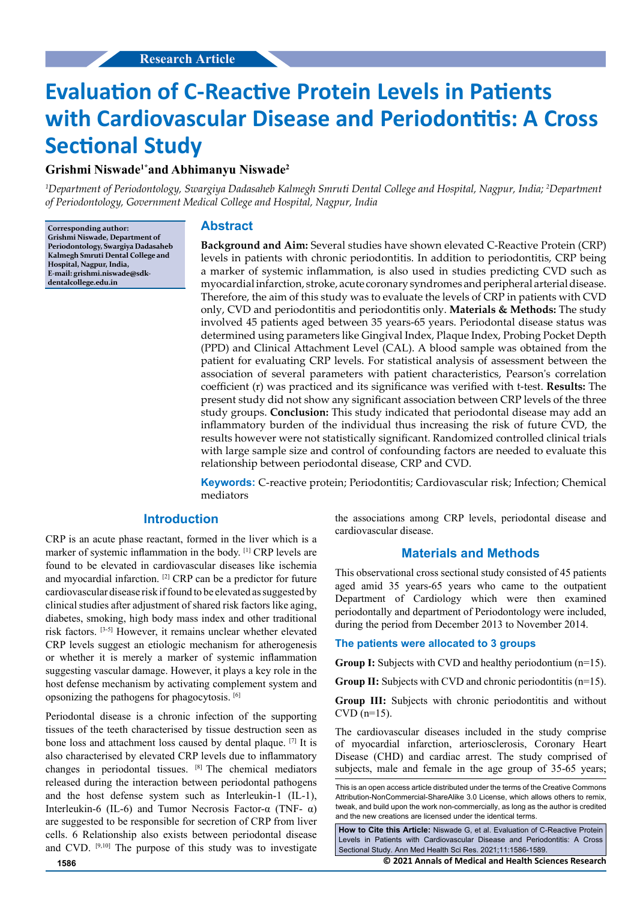Research Article

# Evaluation of C-Reactive Protein Levels in Patients with Cardiovascular Disease and Periodontitis: A Cross Sectional Study

**Grishmi Niswade[1*] and Abhimanyu Niswade[2]**

*[1]Department of Periodontology, Swargiya Dadasaheb Kalmegh Smruti Dental College and Hospital, Nagpur, India; [2]Department of Periodontology, Government Medical College and Hospital, Nagpur, India*

**Corresponding author: Grishmi Niswade, Department of Periodontology, Swargiya Dadasaheb Kalmegh Smruti Dental College and Hospital, Nagpur, India, E-mail: grishmi.niswade@sdk-dentalcollege.edu.in**

## Abstract

**Background and Aim:** Several studies have shown elevated C-Reactive Protein (CRP) levels in patients with chronic periodontitis. In addition to periodontitis, CRP being a marker of systemic inflammation, is also used in studies predicting CVD such as myocardial infarction, stroke, acute coronary syndromes and peripheral arterial disease. Therefore, the aim of this study was to evaluate the levels of CRP in patients with CVD only, CVD and periodontitis and periodontitis only. **Materials & Methods:** The study involved 45 patients aged between 35 years-65 years. Periodontal disease status was determined using parameters like Gingival Index, Plaque Index, Probing Pocket Depth (PPD) and Clinical Attachment Level (CAL). A blood sample was obtained from the patient for evaluating CRP levels. For statistical analysis of assessment between the association of several parameters with patient characteristics, Pearson's correlation coefficient (r) was practiced and its significance was verified with t-test. **Results:** The present study did not show any significant association between CRP levels of the three study groups. **Conclusion:** This study indicated that periodontal disease may add an inflammatory burden of the individual thus increasing the risk of future CVD, the results however were not statistically significant. Randomized controlled clinical trials with large sample size and control of confounding factors are needed to evaluate this relationship between periodontal disease, CRP and CVD.

**Keywords:** C-reactive protein; Periodontitis; Cardiovascular risk; Infection; Chemical mediators

## Introduction

CRP is an acute phase reactant, formed in the liver which is a marker of systemic inflammation in the body. [1] CRP levels are found to be elevated in cardiovascular diseases like ischemia and myocardial infarction. [2] CRP can be a predictor for future cardiovascular disease risk if found to be elevated as suggested by clinical studies after adjustment of shared risk factors like aging, diabetes, smoking, high body mass index and other traditional risk factors. [3-5] However, it remains unclear whether elevated CRP levels suggest an etiologic mechanism for atherogenesis or whether it is merely a marker of systemic inflammation suggesting vascular damage. However, it plays a key role in the host defense mechanism by activating complement system and opsonizing the pathogens for phagocytosis. [6]

Periodontal disease is a chronic infection of the supporting tissues of the teeth characterised by tissue destruction seen as bone loss and attachment loss caused by dental plaque. [7] It is also characterised by elevated CRP levels due to inflammatory changes in periodontal tissues. [8] The chemical mediators released during the interaction between periodontal pathogens and the host defense system such as Interleukin-1 (IL-1), Interleukin-6 (IL-6) and Tumor Necrosis Factor-α (TNF- α) are suggested to be responsible for secretion of CRP from liver cells. 6 Relationship also exists between periodontal disease and CVD. [9,10] The purpose of this study was to investigate the associations among CRP levels, periodontal disease and cardiovascular disease.

## Materials and Methods

This observational cross sectional study consisted of 45 patients aged amid 35 years-65 years who came to the outpatient Department of Cardiology which were then examined periodontally and department of Periodontology were included, during the period from December 2013 to November 2014.

### The patients were allocated to 3 groups

**Group I:** Subjects with CVD and healthy periodontium (n=15).

**Group II:** Subjects with CVD and chronic periodontitis (n=15).

**Group III:** Subjects with chronic periodontitis and without CVD (n=15).

The cardiovascular diseases included in the study comprise of myocardial infarction, arteriosclerosis, Coronary Heart Disease (CHD) and cardiac arrest. The study comprised of subjects, male and female in the age group of 35-65 years;

This is an open access article distributed under the terms of the Creative Commons Attribution-NonCommercial-ShareAlike 3.0 License, which allows others to remix, tweak, and build upon the work non-commercially, as long as the author is credited and the new creations are licensed under the identical terms.

**How to Cite this Article:** Niswade G, et al. Evaluation of C-Reactive Protein Levels in Patients with Cardiovascular Disease and Periodontitis: A Cross Sectional Study. Ann Med Health Sci Res. 2021;11:1586-1589.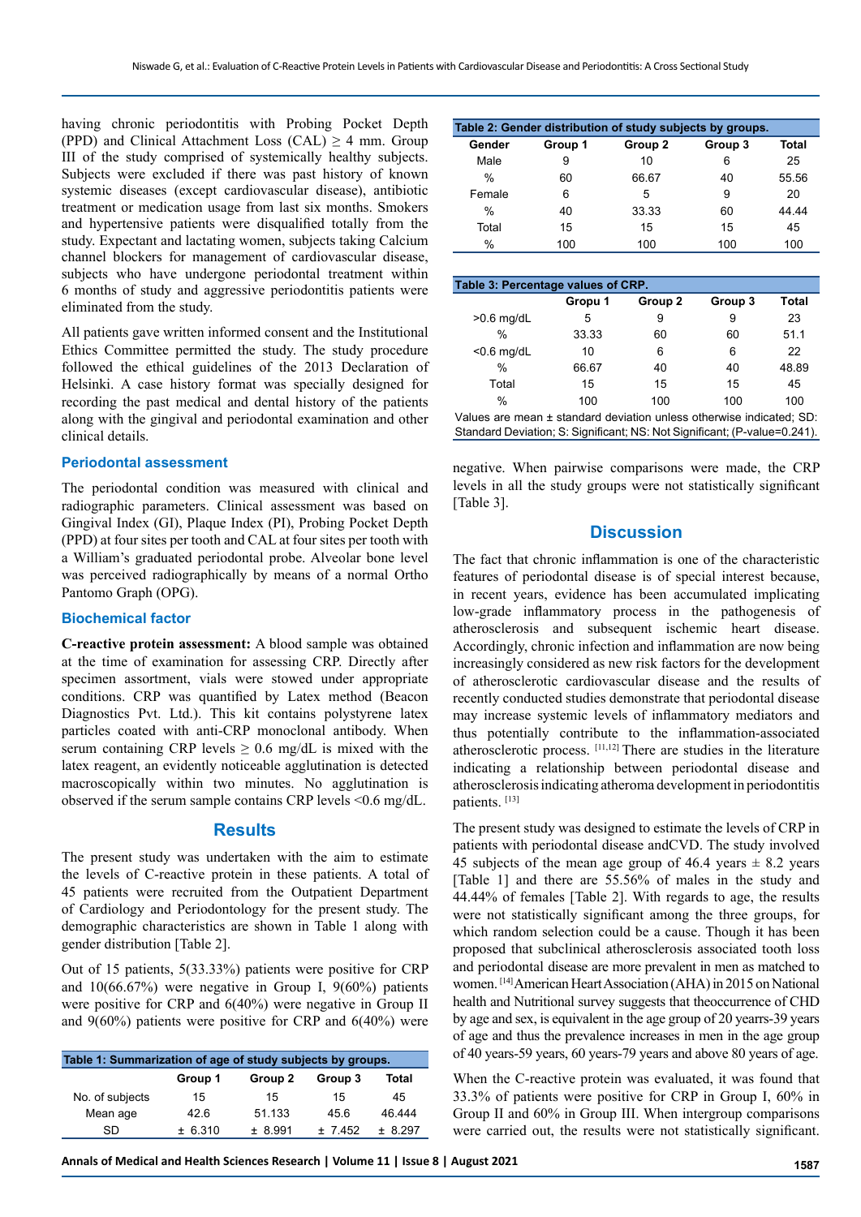having chronic periodontitis with Probing Pocket Depth (PPD) and Clinical Attachment Loss (CAL) ≥ 4 mm. Group III of the study comprised of systemically healthy subjects. Subjects were excluded if there was past history of known systemic diseases (except cardiovascular disease), antibiotic treatment or medication usage from last six months. Smokers and hypertensive patients were disqualified totally from the study. Expectant and lactating women, subjects taking Calcium channel blockers for management of cardiovascular disease, subjects who have undergone periodontal treatment within 6 months of study and aggressive periodontitis patients were eliminated from the study.

All patients gave written informed consent and the Institutional Ethics Committee permitted the study. The study procedure followed the ethical guidelines of the 2013 Declaration of Helsinki. A case history format was specially designed for recording the past medical and dental history of the patients along with the gingival and periodontal examination and other clinical details.

### Periodontal assessment

The periodontal condition was measured with clinical and radiographic parameters. Clinical assessment was based on Gingival Index (GI), Plaque Index (PI), Probing Pocket Depth (PPD) at four sites per tooth and CAL at four sites per tooth with a William's graduated periodontal probe. Alveolar bone level was perceived radiographically by means of a normal Ortho Pantomo Graph (OPG).

### Biochemical factor

**C-reactive protein assessment:** A blood sample was obtained at the time of examination for assessing CRP. Directly after specimen assortment, vials were stowed under appropriate conditions. CRP was quantified by Latex method (Beacon Diagnostics Pvt. Ltd.). This kit contains polystyrene latex particles coated with anti-CRP monoclonal antibody. When serum containing CRP levels ≥ 0.6 mg/dL is mixed with the latex reagent, an evidently noticeable agglutination is detected macroscopically within two minutes. No agglutination is observed if the serum sample contains CRP levels <0.6 mg/dL.

## Results

The present study was undertaken with the aim to estimate the levels of C-reactive protein in these patients. A total of 45 patients were recruited from the Outpatient Department of Cardiology and Periodontology for the present study. The demographic characteristics are shown in Table 1 along with gender distribution [Table 2].

Out of 15 patients, 5(33.33%) patients were positive for CRP and 10(66.67%) were negative in Group I, 9(60%) patients were positive for CRP and 6(40%) were negative in Group II and 9(60%) patients were positive for CRP and 6(40%) were negative. When pairwise comparisons were made, the CRP levels in all the study groups were not statistically significant [Table 3].

**Table 1: Summarization of age of study subjects by groups.**

| | Group 1 | Group 2 | Group 3 | Total |
|---|---|---|---|---|
| No. of subjects | 15 | 15 | 15 | 45 |
| Mean age | 42.6 | 51.133 | 45.6 | 46.444 |
| SD | ± 6.310 | ± 8.991 | ± 7.452 | ± 8.297 |

**Table 2: Gender distribution of study subjects by groups.**

| Gender | Group 1 | Group 2 | Group 3 | Total |
|---|---|---|---|---|
| Male | 9 | 10 | 6 | 25 |
| % | 60 | 66.67 | 40 | 55.56 |
| Female | 6 | 5 | 9 | 20 |
| % | 40 | 33.33 | 60 | 44.44 |
| Total | 15 | 15 | 15 | 45 |
| % | 100 | 100 | 100 | 100 |

**Table 3: Percentage values of CRP.**

| | Gropu 1 | Group 2 | Group 3 | Total |
|---|---|---|---|---|
| >0.6 mg/dL | 5 | 9 | 9 | 23 |
| % | 33.33 | 60 | 60 | 51.1 |
| <0.6 mg/dL | 10 | 6 | 6 | 22 |
| % | 66.67 | 40 | 40 | 48.89 |
| Total | 15 | 15 | 15 | 45 |
| % | 100 | 100 | 100 | 100 |

Values are mean ± standard deviation unless otherwise indicated; SD: Standard Deviation; S: Significant; NS: Not Significant; (P-value=0.241).

## Discussion

The fact that chronic inflammation is one of the characteristic features of periodontal disease is of special interest because, in recent years, evidence has been accumulated implicating low-grade inflammatory process in the pathogenesis of atherosclerosis and subsequent ischemic heart disease. Accordingly, chronic infection and inflammation are now being increasingly considered as new risk factors for the development of atherosclerotic cardiovascular disease and the results of recently conducted studies demonstrate that periodontal disease may increase systemic levels of inflammatory mediators and thus potentially contribute to the inflammation-associated atherosclerotic process. [11,12] There are studies in the literature indicating a relationship between periodontal disease and atherosclerosis indicating atheroma development in periodontitis patients. [13]

The present study was designed to estimate the levels of CRP in patients with periodontal disease andCVD. The study involved 45 subjects of the mean age group of 46.4 years ± 8.2 years [Table 1] and there are 55.56% of males in the study and 44.44% of females [Table 2]. With regards to age, the results were not statistically significant among the three groups, for which random selection could be a cause. Though it has been proposed that subclinical atherosclerosis associated tooth loss and periodontal disease are more prevalent in men as matched to women. [14] American Heart Association (AHA) in 2015 on National health and Nutritional survey suggests that theoccurrence of CHD by age and sex, is equivalent in the age group of 20 yearrs-39 years of age and thus the prevalence increases in men in the age group of 40 years-59 years, 60 years-79 years and above 80 years of age.

When the C-reactive protein was evaluated, it was found that 33.3% of patients were positive for CRP in Group I, 60% in Group II and 60% in Group III. When intergroup comparisons were carried out, the results were not statistically significant.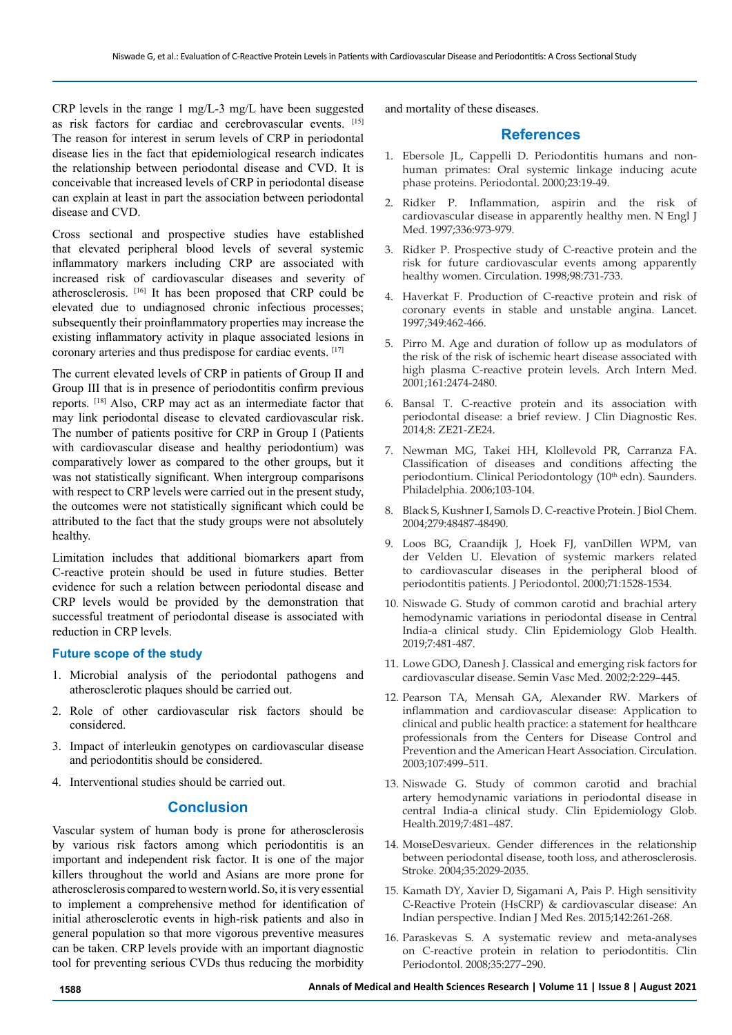CRP levels in the range 1 mg/L-3 mg/L have been suggested as risk factors for cardiac and cerebrovascular events. [15] The reason for interest in serum levels of CRP in periodontal disease lies in the fact that epidemiological research indicates the relationship between periodontal disease and CVD. It is conceivable that increased levels of CRP in periodontal disease can explain at least in part the association between periodontal disease and CVD.

Cross sectional and prospective studies have established that elevated peripheral blood levels of several systemic inflammatory markers including CRP are associated with increased risk of cardiovascular diseases and severity of atherosclerosis. [16] It has been proposed that CRP could be elevated due to undiagnosed chronic infectious processes; subsequently their proinflammatory properties may increase the existing inflammatory activity in plaque associated lesions in coronary arteries and thus predispose for cardiac events. [17]

The current elevated levels of CRP in patients of Group II and Group III that is in presence of periodontitis confirm previous reports. [18] Also, CRP may act as an intermediate factor that may link periodontal disease to elevated cardiovascular risk. The number of patients positive for CRP in Group I (Patients with cardiovascular disease and healthy periodontium) was comparatively lower as compared to the other groups, but it was not statistically significant. When intergroup comparisons with respect to CRP levels were carried out in the present study, the outcomes were not statistically significant which could be attributed to the fact that the study groups were not absolutely healthy.

Limitation includes that additional biomarkers apart from C-reactive protein should be used in future studies. Better evidence for such a relation between periodontal disease and CRP levels would be provided by the demonstration that successful treatment of periodontal disease is associated with reduction in CRP levels.

### Future scope of the study

1. Microbial analysis of the periodontal pathogens and atherosclerotic plaques should be carried out.
2. Role of other cardiovascular risk factors should be considered.
3. Impact of interleukin genotypes on cardiovascular disease and periodontitis should be considered.
4. Interventional studies should be carried out.

## Conclusion

Vascular system of human body is prone for atherosclerosis by various risk factors among which periodontitis is an important and independent risk factor. It is one of the major killers throughout the world and Asians are more prone for atherosclerosis compared to western world. So, it is very essential to implement a comprehensive method for identification of initial atherosclerotic events in high-risk patients and also in general population so that more vigorous preventive measures can be taken. CRP levels provide with an important diagnostic tool for preventing serious CVDs thus reducing the morbidity and mortality of these diseases.

## References

1. Ebersole JL, Cappelli D. Periodontitis humans and non-human primates: Oral systemic linkage inducing acute phase proteins. Periodontal. 2000;23:19-49.
2. Ridker P. Inflammation, aspirin and the risk of cardiovascular disease in apparently healthy men. N Engl J Med. 1997;336:973-979.
3. Ridker P. Prospective study of C-reactive protein and the risk for future cardiovascular events among apparently healthy women. Circulation. 1998;98:731-733.
4. Haverkat F. Production of C-reactive protein and risk of coronary events in stable and unstable angina. Lancet. 1997;349:462-466.
5. Pirro M. Age and duration of follow up as modulators of the risk of the risk of ischemic heart disease associated with high plasma C-reactive protein levels. Arch Intern Med. 2001;161:2474-2480.
6. Bansal T. C-reactive protein and its association with periodontal disease: a brief review. J Clin Diagnostic Res. 2014;8: ZE21-ZE24.
7. Newman MG, Takei HH, Klollevold PR, Carranza FA. Classification of diseases and conditions affecting the periodontium. Clinical Periodontology (10th edn). Saunders. Philadelphia. 2006;103-104.
8. Black S, Kushner I, Samols D. C-reactive Protein. J Biol Chem. 2004;279:48487-48490.
9. Loos BG, Craandijk J, Hoek FJ, vanDillen WPM, van der Velden U. Elevation of systemic markers related to cardiovascular diseases in the peripheral blood of periodontitis patients. J Periodontol. 2000;71:1528-1534.
10. Niswade G. Study of common carotid and brachial artery hemodynamic variations in periodontal disease in Central India-a clinical study. Clin Epidemiology Glob Health. 2019;7:481-487.
11. Lowe GDO, Danesh J. Classical and emerging risk factors for cardiovascular disease. Semin Vasc Med. 2002;2:229–445.
12. Pearson TA, Mensah GA, Alexander RW. Markers of inflammation and cardiovascular disease: Application to clinical and public health practice: a statement for healthcare professionals from the Centers for Disease Control and Prevention and the American Heart Association. Circulation. 2003;107:499–511.
13. Niswade G. Study of common carotid and brachial artery hemodynamic variations in periodontal disease in central India-a clinical study. Clin Epidemiology Glob. Health.2019;7:481–487.
14. MoıseDesvarieux. Gender differences in the relationship between periodontal disease, tooth loss, and atherosclerosis. Stroke. 2004;35:2029-2035.
15. Kamath DY, Xavier D, Sigamani A, Pais P. High sensitivity C-Reactive Protein (HsCRP) & cardiovascular disease: An Indian perspective. Indian J Med Res. 2015;142:261-268.
16. Paraskevas S. A systematic review and meta-analyses on C-reactive protein in relation to periodontitis. Clin Periodontol. 2008;35:277–290.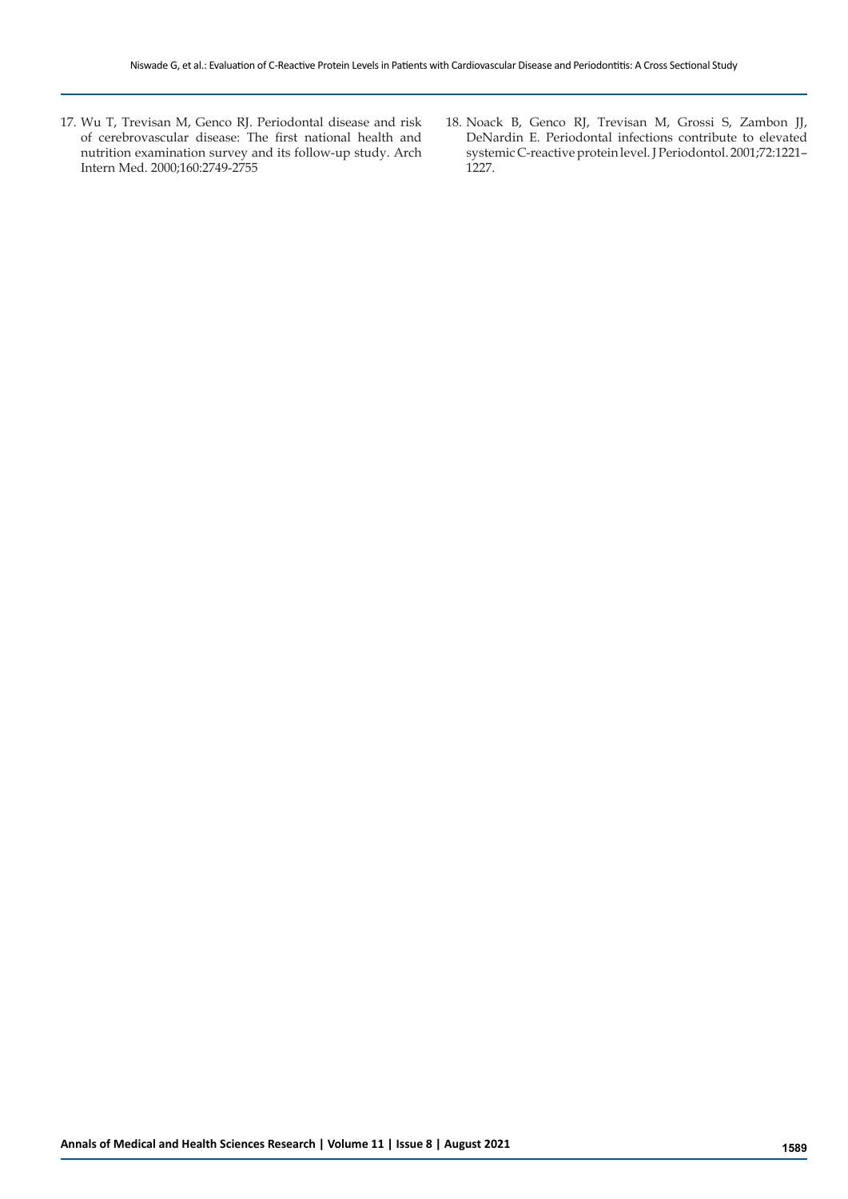17. Wu T, Trevisan M, Genco RJ. Periodontal disease and risk of cerebrovascular disease: The first national health and nutrition examination survey and its follow-up study. Arch Intern Med. 2000;160:2749-2755
18. Noack B, Genco RJ, Trevisan M, Grossi S, Zambon JJ, DeNardin E. Periodontal infections contribute to elevated systemic C-reactive protein level. J Periodontol. 2001;72:1221–1227.